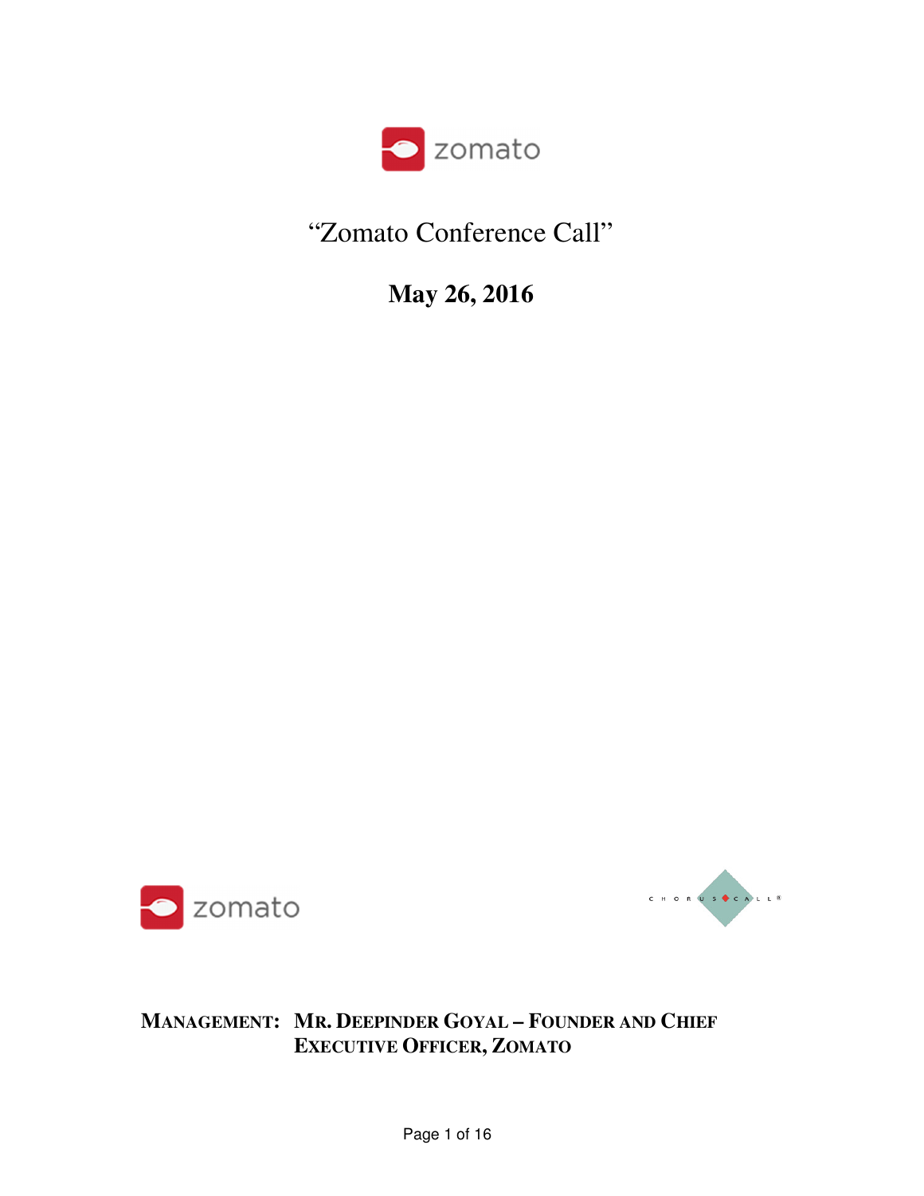zomato

# "Zomato Conference Call"

## May 26, 2016

zomato

CHORUS CALL®

**MANAGEMENT: MR. DEEPINDER GOYAL – FOUNDER AND CHIEF EXECUTIVE OFFICER, ZOMATO**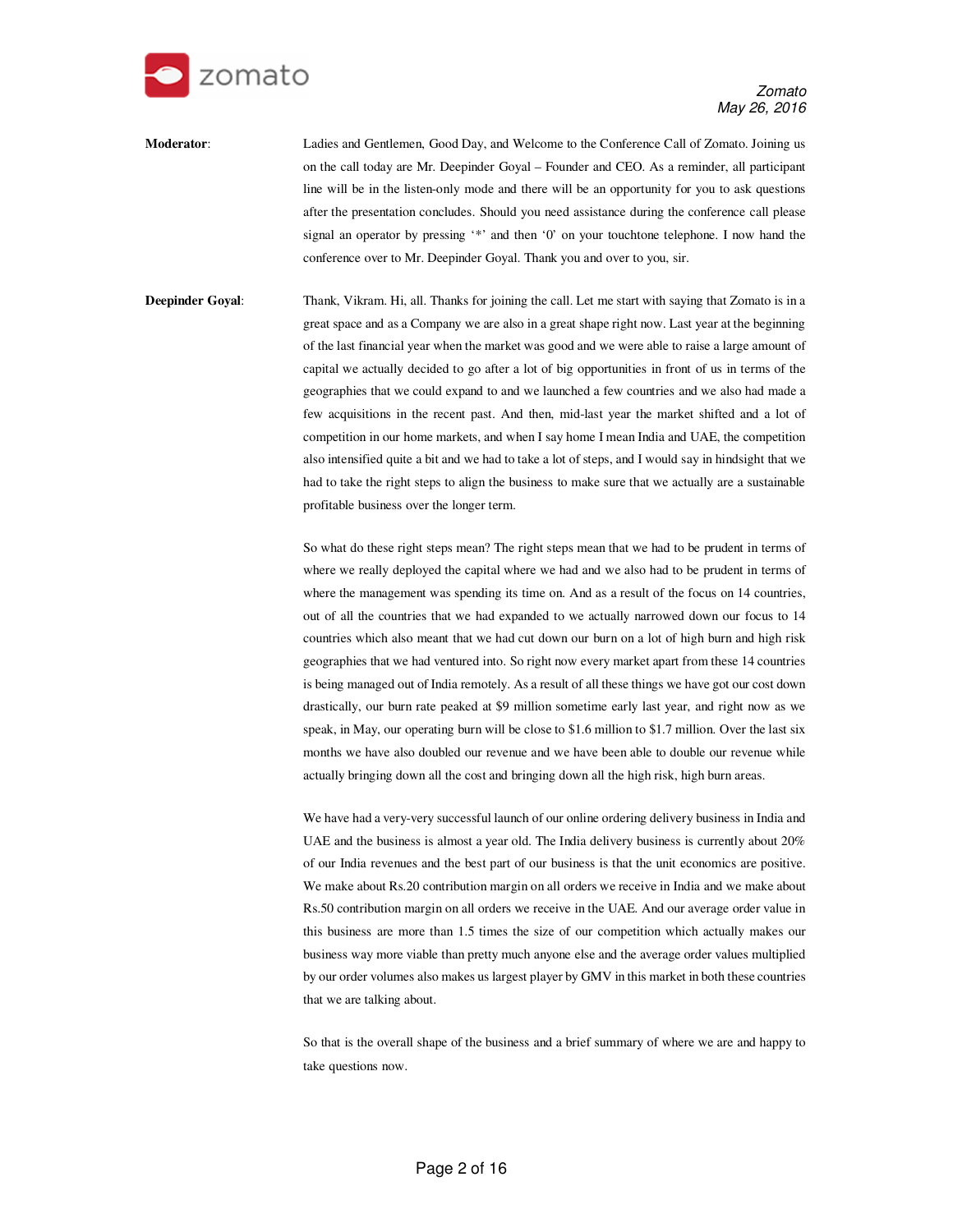**Moderator**: Ladies and Gentlemen, Good Day, and Welcome to the Conference Call of Zomato. Joining us on the call today are Mr. Deepinder Goyal – Founder and CEO. As a reminder, all participant line will be in the listen-only mode and there will be an opportunity for you to ask questions after the presentation concludes. Should you need assistance during the conference call please signal an operator by pressing '*' and then '0' on your touchtone telephone. I now hand the conference over to Mr. Deepinder Goyal. Thank you and over to you, sir.

**Deepinder Goyal**: Thank, Vikram. Hi, all. Thanks for joining the call. Let me start with saying that Zomato is in a great space and as a Company we are also in a great shape right now. Last year at the beginning of the last financial year when the market was good and we were able to raise a large amount of capital we actually decided to go after a lot of big opportunities in front of us in terms of the geographies that we could expand to and we launched a few countries and we also had made a few acquisitions in the recent past. And then, mid-last year the market shifted and a lot of competition in our home markets, and when I say home I mean India and UAE, the competition also intensified quite a bit and we had to take a lot of steps, and I would say in hindsight that we had to take the right steps to align the business to make sure that we actually are a sustainable profitable business over the longer term.

So what do these right steps mean? The right steps mean that we had to be prudent in terms of where we really deployed the capital where we had and we also had to be prudent in terms of where the management was spending its time on. And as a result of the focus on 14 countries, out of all the countries that we had expanded to we actually narrowed down our focus to 14 countries which also meant that we had cut down our burn on a lot of high burn and high risk geographies that we had ventured into. So right now every market apart from these 14 countries is being managed out of India remotely. As a result of all these things we have got our cost down drastically, our burn rate peaked at $9 million sometime early last year, and right now as we speak, in May, our operating burn will be close to $1.6 million to $1.7 million. Over the last six months we have also doubled our revenue and we have been able to double our revenue while actually bringing down all the cost and bringing down all the high risk, high burn areas.

We have had a very-very successful launch of our online ordering delivery business in India and UAE and the business is almost a year old. The India delivery business is currently about 20% of our India revenues and the best part of our business is that the unit economics are positive. We make about Rs.20 contribution margin on all orders we receive in India and we make about Rs.50 contribution margin on all orders we receive in the UAE. And our average order value in this business are more than 1.5 times the size of our competition which actually makes our business way more viable than pretty much anyone else and the average order values multiplied by our order volumes also makes us largest player by GMV in this market in both these countries that we are talking about.

So that is the overall shape of the business and a brief summary of where we are and happy to take questions now.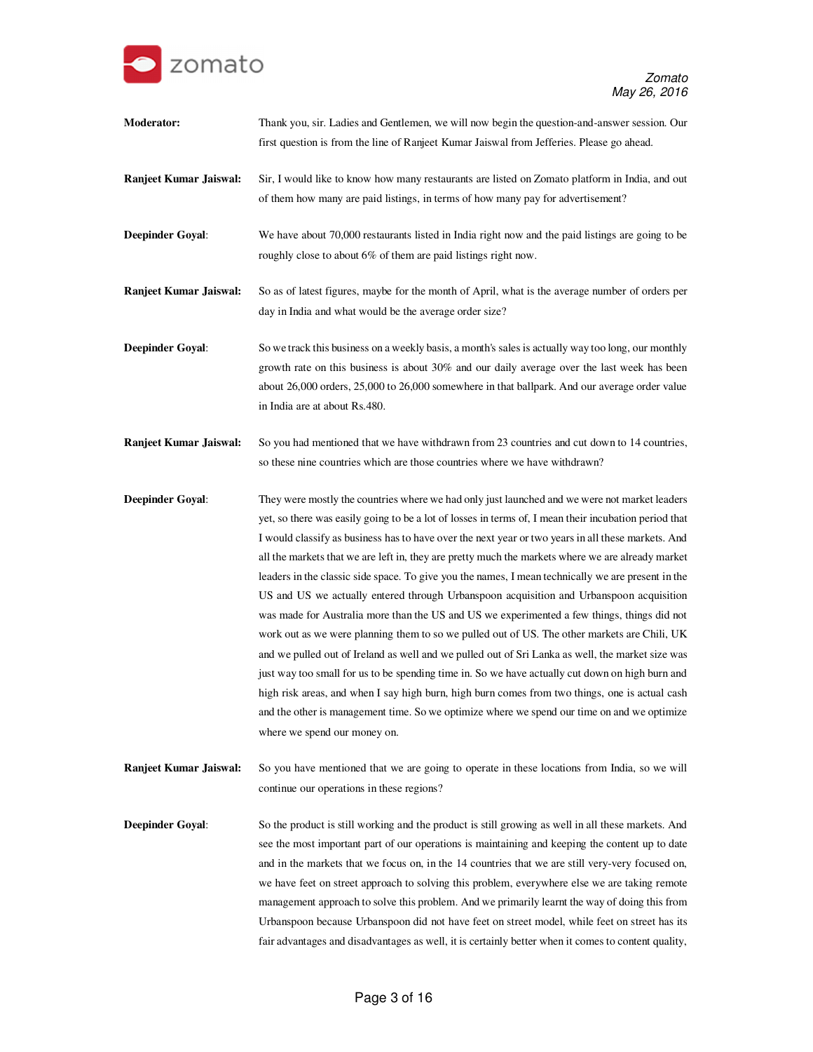**Moderator:** Thank you, sir. Ladies and Gentlemen, we will now begin the question-and-answer session. Our first question is from the line of Ranjeet Kumar Jaiswal from Jefferies. Please go ahead.

**Ranjeet Kumar Jaiswal:** Sir, I would like to know how many restaurants are listed on Zomato platform in India, and out of them how many are paid listings, in terms of how many pay for advertisement?

**Deepinder Goyal:** We have about 70,000 restaurants listed in India right now and the paid listings are going to be roughly close to about 6% of them are paid listings right now.

**Ranjeet Kumar Jaiswal:** So as of latest figures, maybe for the month of April, what is the average number of orders per day in India and what would be the average order size?

**Deepinder Goyal:** So we track this business on a weekly basis, a month's sales is actually way too long, our monthly growth rate on this business is about 30% and our daily average over the last week has been about 26,000 orders, 25,000 to 26,000 somewhere in that ballpark. And our average order value in India are at about Rs.480.

**Ranjeet Kumar Jaiswal:** So you had mentioned that we have withdrawn from 23 countries and cut down to 14 countries, so these nine countries which are those countries where we have withdrawn?

**Deepinder Goyal:** They were mostly the countries where we had only just launched and we were not market leaders yet, so there was easily going to be a lot of losses in terms of, I mean their incubation period that I would classify as business has to have over the next year or two years in all these markets. And all the markets that we are left in, they are pretty much the markets where we are already market leaders in the classic side space. To give you the names, I mean technically we are present in the US and US we actually entered through Urbanspoon acquisition and Urbanspoon acquisition was made for Australia more than the US and US we experimented a few things, things did not work out as we were planning them to so we pulled out of US. The other markets are Chili, UK and we pulled out of Ireland as well and we pulled out of Sri Lanka as well, the market size was just way too small for us to be spending time in. So we have actually cut down on high burn and high risk areas, and when I say high burn, high burn comes from two things, one is actual cash and the other is management time. So we optimize where we spend our time on and we optimize where we spend our money on.

**Ranjeet Kumar Jaiswal:** So you have mentioned that we are going to operate in these locations from India, so we will continue our operations in these regions?

**Deepinder Goyal:** So the product is still working and the product is still growing as well in all these markets. And see the most important part of our operations is maintaining and keeping the content up to date and in the markets that we focus on, in the 14 countries that we are still very-very focused on, we have feet on street approach to solving this problem, everywhere else we are taking remote management approach to solve this problem. And we primarily learnt the way of doing this from Urbanspoon because Urbanspoon did not have feet on street model, while feet on street has its fair advantages and disadvantages as well, it is certainly better when it comes to content quality,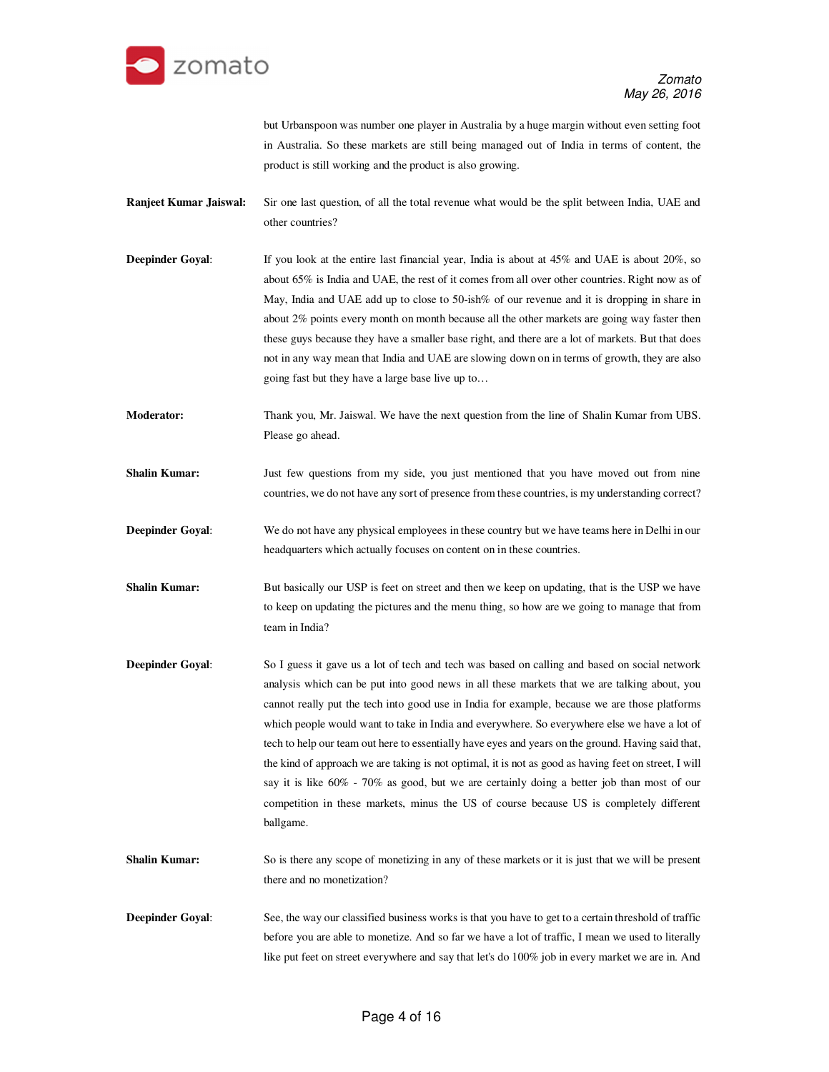but Urbanspoon was number one player in Australia by a huge margin without even setting foot in Australia. So these markets are still being managed out of India in terms of content, the product is still working and the product is also growing.

**Ranjeet Kumar Jaiswal:** Sir one last question, of all the total revenue what would be the split between India, UAE and other countries?

**Deepinder Goyal**: If you look at the entire last financial year, India is about at 45% and UAE is about 20%, so about 65% is India and UAE, the rest of it comes from all over other countries. Right now as of May, India and UAE add up to close to 50-ish% of our revenue and it is dropping in share in about 2% points every month on month because all the other markets are going way faster then these guys because they have a smaller base right, and there are a lot of markets. But that does not in any way mean that India and UAE are slowing down on in terms of growth, they are also going fast but they have a large base live up to…

**Moderator:** Thank you, Mr. Jaiswal. We have the next question from the line of Shalin Kumar from UBS. Please go ahead.

**Shalin Kumar:** Just few questions from my side, you just mentioned that you have moved out from nine countries, we do not have any sort of presence from these countries, is my understanding correct?

**Deepinder Goyal**: We do not have any physical employees in these country but we have teams here in Delhi in our headquarters which actually focuses on content on in these countries.

**Shalin Kumar:** But basically our USP is feet on street and then we keep on updating, that is the USP we have to keep on updating the pictures and the menu thing, so how are we going to manage that from team in India?

**Deepinder Goyal**: So I guess it gave us a lot of tech and tech was based on calling and based on social network analysis which can be put into good news in all these markets that we are talking about, you cannot really put the tech into good use in India for example, because we are those platforms which people would want to take in India and everywhere. So everywhere else we have a lot of tech to help our team out here to essentially have eyes and years on the ground. Having said that, the kind of approach we are taking is not optimal, it is not as good as having feet on street, I will say it is like 60% - 70% as good, but we are certainly doing a better job than most of our competition in these markets, minus the US of course because US is completely different ballgame.

**Shalin Kumar:** So is there any scope of monetizing in any of these markets or it is just that we will be present there and no monetization?

**Deepinder Goyal**: See, the way our classified business works is that you have to get to a certain threshold of traffic before you are able to monetize. And so far we have a lot of traffic, I mean we used to literally like put feet on street everywhere and say that let's do 100% job in every market we are in. And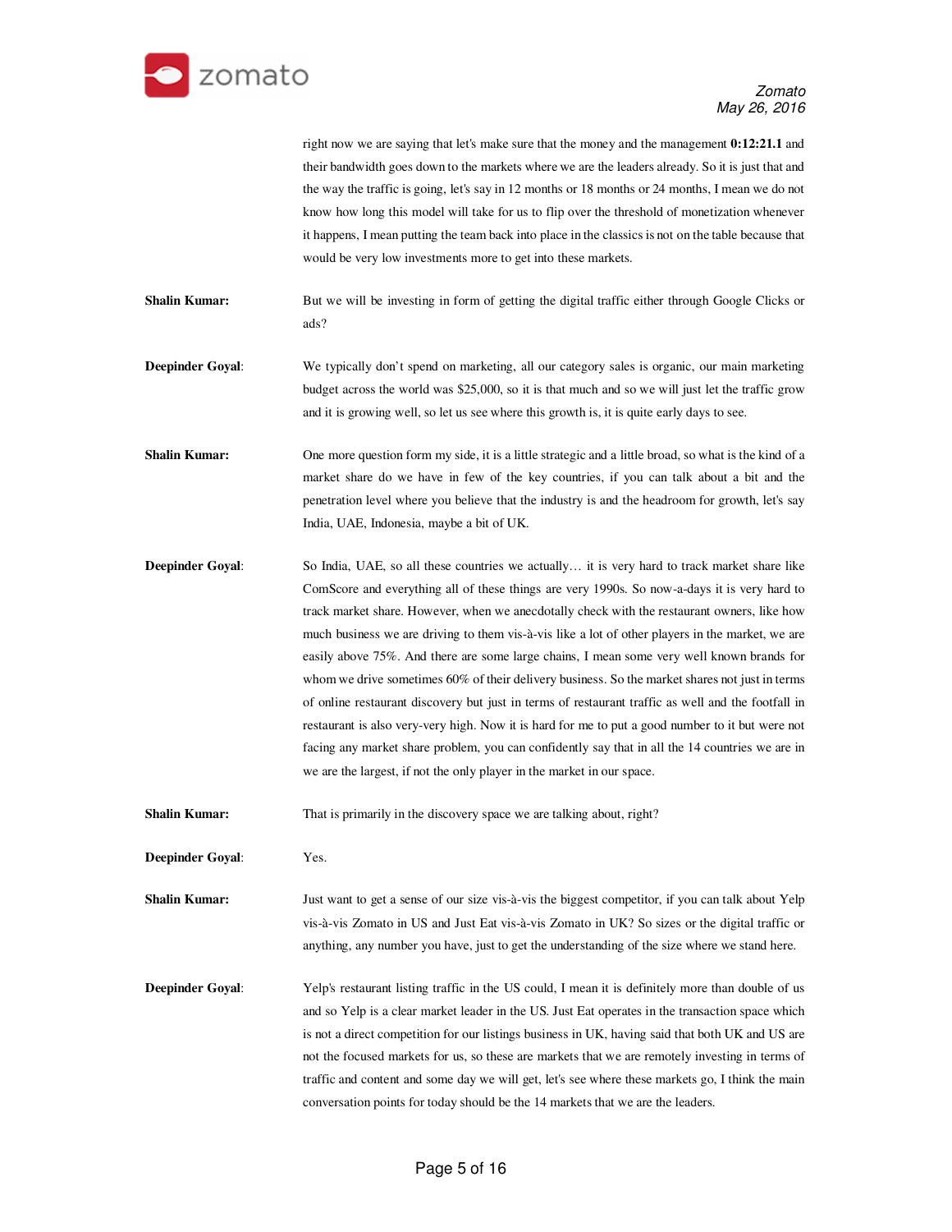right now we are saying that let's make sure that the money and the management **0:12:21.1** and their bandwidth goes down to the markets where we are the leaders already. So it is just that and the way the traffic is going, let's say in 12 months or 18 months or 24 months, I mean we do not know how long this model will take for us to flip over the threshold of monetization whenever it happens, I mean putting the team back into place in the classics is not on the table because that would be very low investments more to get into these markets.

**Shalin Kumar:** But we will be investing in form of getting the digital traffic either through Google Clicks or ads?

**Deepinder Goyal**: We typically don't spend on marketing, all our category sales is organic, our main marketing budget across the world was $25,000, so it is that much and so we will just let the traffic grow and it is growing well, so let us see where this growth is, it is quite early days to see.

**Shalin Kumar:** One more question form my side, it is a little strategic and a little broad, so what is the kind of a market share do we have in few of the key countries, if you can talk about a bit and the penetration level where you believe that the industry is and the headroom for growth, let's say India, UAE, Indonesia, maybe a bit of UK.

**Deepinder Goyal**: So India, UAE, so all these countries we actually… it is very hard to track market share like ComScore and everything all of these things are very 1990s. So now-a-days it is very hard to track market share. However, when we anecdotally check with the restaurant owners, like how much business we are driving to them vis-à-vis like a lot of other players in the market, we are easily above 75%. And there are some large chains, I mean some very well known brands for whom we drive sometimes 60% of their delivery business. So the market shares not just in terms of online restaurant discovery but just in terms of restaurant traffic as well and the footfall in restaurant is also very-very high. Now it is hard for me to put a good number to it but were not facing any market share problem, you can confidently say that in all the 14 countries we are in we are the largest, if not the only player in the market in our space.

**Shalin Kumar:** That is primarily in the discovery space we are talking about, right?

**Deepinder Goyal**: Yes.

**Shalin Kumar:** Just want to get a sense of our size vis-à-vis the biggest competitor, if you can talk about Yelp vis-à-vis Zomato in US and Just Eat vis-à-vis Zomato in UK? So sizes or the digital traffic or anything, any number you have, just to get the understanding of the size where we stand here.

**Deepinder Goyal**: Yelp's restaurant listing traffic in the US could, I mean it is definitely more than double of us and so Yelp is a clear market leader in the US. Just Eat operates in the transaction space which is not a direct competition for our listings business in UK, having said that both UK and US are not the focused markets for us, so these are markets that we are remotely investing in terms of traffic and content and some day we will get, let's see where these markets go, I think the main conversation points for today should be the 14 markets that we are the leaders.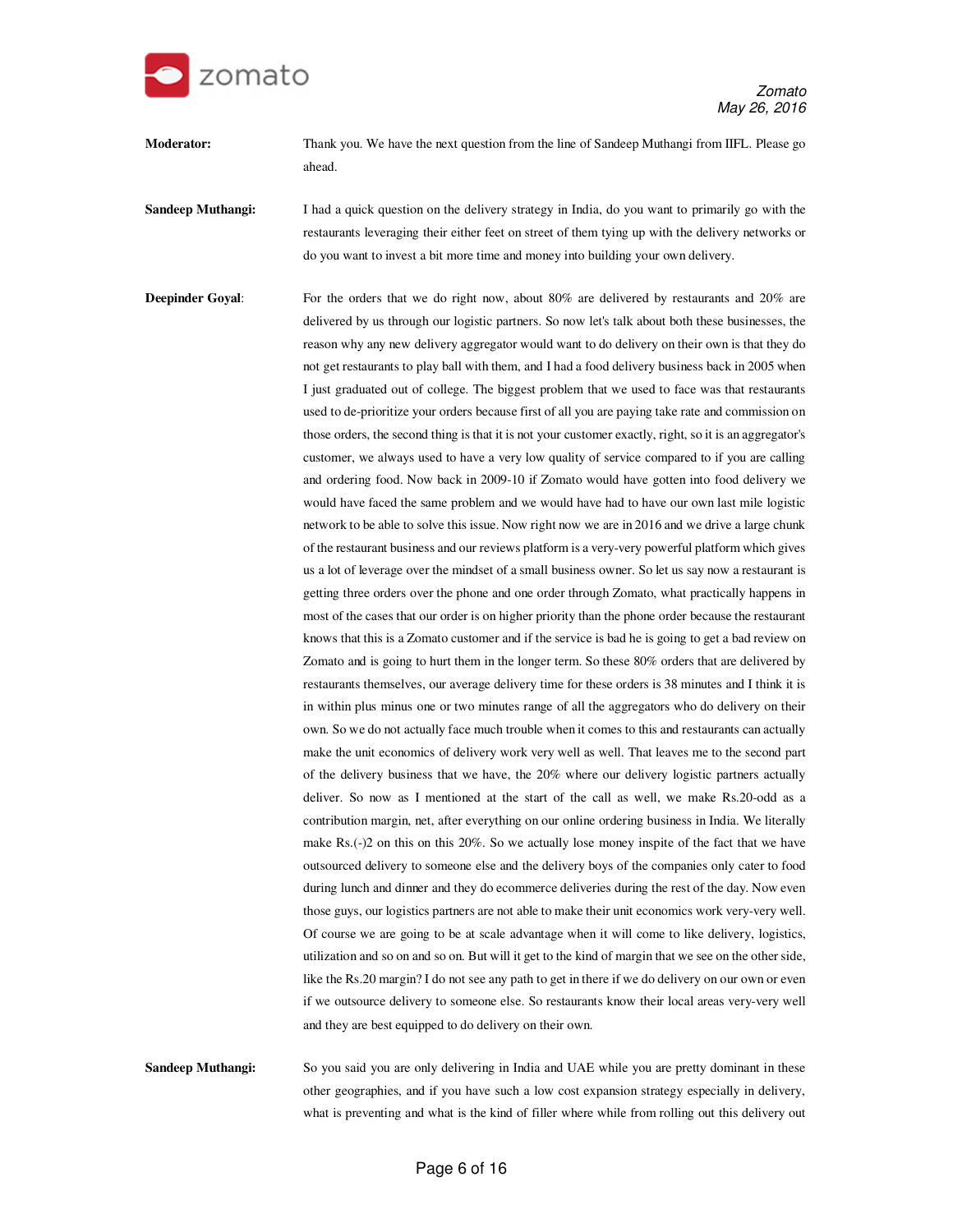**Moderator:** Thank you. We have the next question from the line of Sandeep Muthangi from IIFL. Please go ahead.

**Sandeep Muthangi:** I had a quick question on the delivery strategy in India, do you want to primarily go with the restaurants leveraging their either feet on street of them tying up with the delivery networks or do you want to invest a bit more time and money into building your own delivery.

**Deepinder Goyal:** For the orders that we do right now, about 80% are delivered by restaurants and 20% are delivered by us through our logistic partners. So now let's talk about both these businesses, the reason why any new delivery aggregator would want to do delivery on their own is that they do not get restaurants to play ball with them, and I had a food delivery business back in 2005 when I just graduated out of college. The biggest problem that we used to face was that restaurants used to de-prioritize your orders because first of all you are paying take rate and commission on those orders, the second thing is that it is not your customer exactly, right, so it is an aggregator's customer, we always used to have a very low quality of service compared to if you are calling and ordering food. Now back in 2009-10 if Zomato would have gotten into food delivery we would have faced the same problem and we would have had to have our own last mile logistic network to be able to solve this issue. Now right now we are in 2016 and we drive a large chunk of the restaurant business and our reviews platform is a very-very powerful platform which gives us a lot of leverage over the mindset of a small business owner. So let us say now a restaurant is getting three orders over the phone and one order through Zomato, what practically happens in most of the cases that our order is on higher priority than the phone order because the restaurant knows that this is a Zomato customer and if the service is bad he is going to get a bad review on Zomato and is going to hurt them in the longer term. So these 80% orders that are delivered by restaurants themselves, our average delivery time for these orders is 38 minutes and I think it is in within plus minus one or two minutes range of all the aggregators who do delivery on their own. So we do not actually face much trouble when it comes to this and restaurants can actually make the unit economics of delivery work very well as well. That leaves me to the second part of the delivery business that we have, the 20% where our delivery logistic partners actually deliver. So now as I mentioned at the start of the call as well, we make Rs.20-odd as a contribution margin, net, after everything on our online ordering business in India. We literally make Rs.(-)2 on this on this 20%. So we actually lose money inspite of the fact that we have outsourced delivery to someone else and the delivery boys of the companies only cater to food during lunch and dinner and they do ecommerce deliveries during the rest of the day. Now even those guys, our logistics partners are not able to make their unit economics work very-very well. Of course we are going to be at scale advantage when it will come to like delivery, logistics, utilization and so on and so on. But will it get to the kind of margin that we see on the other side, like the Rs.20 margin? I do not see any path to get in there if we do delivery on our own or even if we outsource delivery to someone else. So restaurants know their local areas very-very well and they are best equipped to do delivery on their own.

**Sandeep Muthangi:** So you said you are only delivering in India and UAE while you are pretty dominant in these other geographies, and if you have such a low cost expansion strategy especially in delivery, what is preventing and what is the kind of filler where while from rolling out this delivery out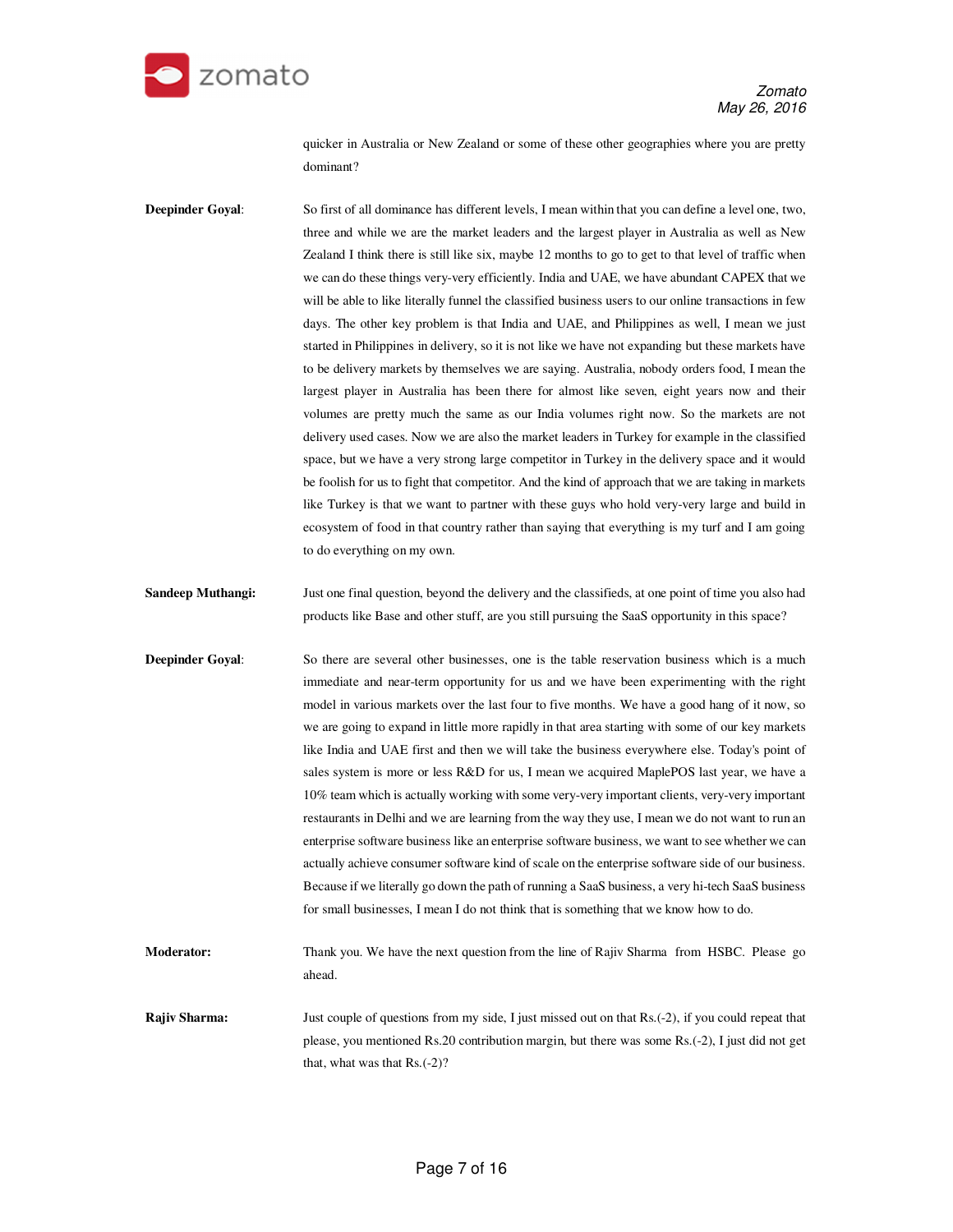quicker in Australia or New Zealand or some of these other geographies where you are pretty dominant?

**Deepinder Goyal**: So first of all dominance has different levels, I mean within that you can define a level one, two, three and while we are the market leaders and the largest player in Australia as well as New Zealand I think there is still like six, maybe 12 months to go to get to that level of traffic when we can do these things very-very efficiently. India and UAE, we have abundant CAPEX that we will be able to like literally funnel the classified business users to our online transactions in few days. The other key problem is that India and UAE, and Philippines as well, I mean we just started in Philippines in delivery, so it is not like we have not expanding but these markets have to be delivery markets by themselves we are saying. Australia, nobody orders food, I mean the largest player in Australia has been there for almost like seven, eight years now and their volumes are pretty much the same as our India volumes right now. So the markets are not delivery used cases. Now we are also the market leaders in Turkey for example in the classified space, but we have a very strong large competitor in Turkey in the delivery space and it would be foolish for us to fight that competitor. And the kind of approach that we are taking in markets like Turkey is that we want to partner with these guys who hold very-very large and build in ecosystem of food in that country rather than saying that everything is my turf and I am going to do everything on my own.

**Sandeep Muthangi:** Just one final question, beyond the delivery and the classifieds, at one point of time you also had products like Base and other stuff, are you still pursuing the SaaS opportunity in this space?

**Deepinder Goyal**: So there are several other businesses, one is the table reservation business which is a much immediate and near-term opportunity for us and we have been experimenting with the right model in various markets over the last four to five months. We have a good hang of it now, so we are going to expand in little more rapidly in that area starting with some of our key markets like India and UAE first and then we will take the business everywhere else. Today's point of sales system is more or less R&D for us, I mean we acquired MaplePOS last year, we have a 10% team which is actually working with some very-very important clients, very-very important restaurants in Delhi and we are learning from the way they use, I mean we do not want to run an enterprise software business like an enterprise software business, we want to see whether we can actually achieve consumer software kind of scale on the enterprise software side of our business. Because if we literally go down the path of running a SaaS business, a very hi-tech SaaS business for small businesses, I mean I do not think that is something that we know how to do.

**Moderator:** Thank you. We have the next question from the line of Rajiv Sharma from HSBC. Please go ahead.

**Rajiv Sharma:** Just couple of questions from my side, I just missed out on that Rs.(-2), if you could repeat that please, you mentioned Rs.20 contribution margin, but there was some Rs.(-2), I just did not get that, what was that Rs.(-2)?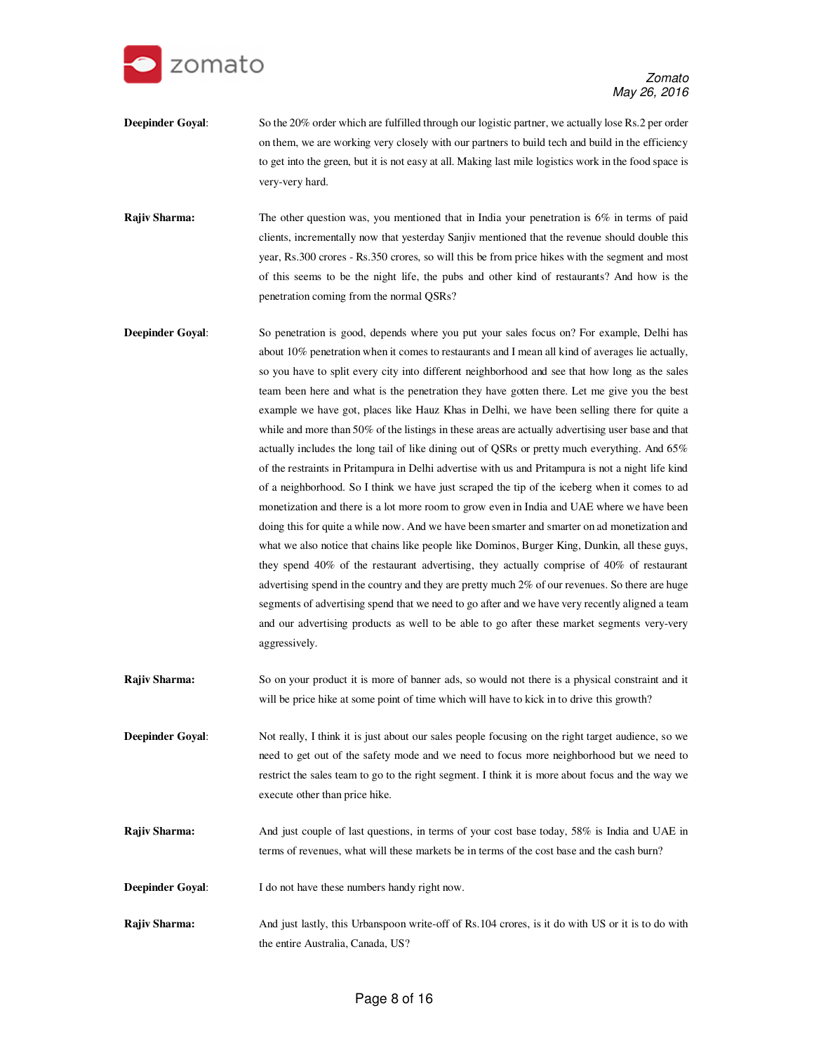**Deepinder Goyal**: So the 20% order which are fulfilled through our logistic partner, we actually lose Rs.2 per order on them, we are working very closely with our partners to build tech and build in the efficiency to get into the green, but it is not easy at all. Making last mile logistics work in the food space is very-very hard.

**Rajiv Sharma:** The other question was, you mentioned that in India your penetration is 6% in terms of paid clients, incrementally now that yesterday Sanjiv mentioned that the revenue should double this year, Rs.300 crores - Rs.350 crores, so will this be from price hikes with the segment and most of this seems to be the night life, the pubs and other kind of restaurants? And how is the penetration coming from the normal QSRs?

**Deepinder Goyal**: So penetration is good, depends where you put your sales focus on? For example, Delhi has about 10% penetration when it comes to restaurants and I mean all kind of averages lie actually, so you have to split every city into different neighborhood and see that how long as the sales team been here and what is the penetration they have gotten there. Let me give you the best example we have got, places like Hauz Khas in Delhi, we have been selling there for quite a while and more than 50% of the listings in these areas are actually advertising user base and that actually includes the long tail of like dining out of QSRs or pretty much everything. And 65% of the restraints in Pritampura in Delhi advertise with us and Pritampura is not a night life kind of a neighborhood. So I think we have just scraped the tip of the iceberg when it comes to ad monetization and there is a lot more room to grow even in India and UAE where we have been doing this for quite a while now. And we have been smarter and smarter on ad monetization and what we also notice that chains like people like Dominos, Burger King, Dunkin, all these guys, they spend 40% of the restaurant advertising, they actually comprise of 40% of restaurant advertising spend in the country and they are pretty much 2% of our revenues. So there are huge segments of advertising spend that we need to go after and we have very recently aligned a team and our advertising products as well to be able to go after these market segments very-very aggressively.

**Rajiv Sharma:** So on your product it is more of banner ads, so would not there is a physical constraint and it will be price hike at some point of time which will have to kick in to drive this growth?

**Deepinder Goyal**: Not really, I think it is just about our sales people focusing on the right target audience, so we need to get out of the safety mode and we need to focus more neighborhood but we need to restrict the sales team to go to the right segment. I think it is more about focus and the way we execute other than price hike.

**Rajiv Sharma:** And just couple of last questions, in terms of your cost base today, 58% is India and UAE in terms of revenues, what will these markets be in terms of the cost base and the cash burn?

**Deepinder Goyal**: I do not have these numbers handy right now.

**Rajiv Sharma:** And just lastly, this Urbanspoon write-off of Rs.104 crores, is it do with US or it is to do with the entire Australia, Canada, US?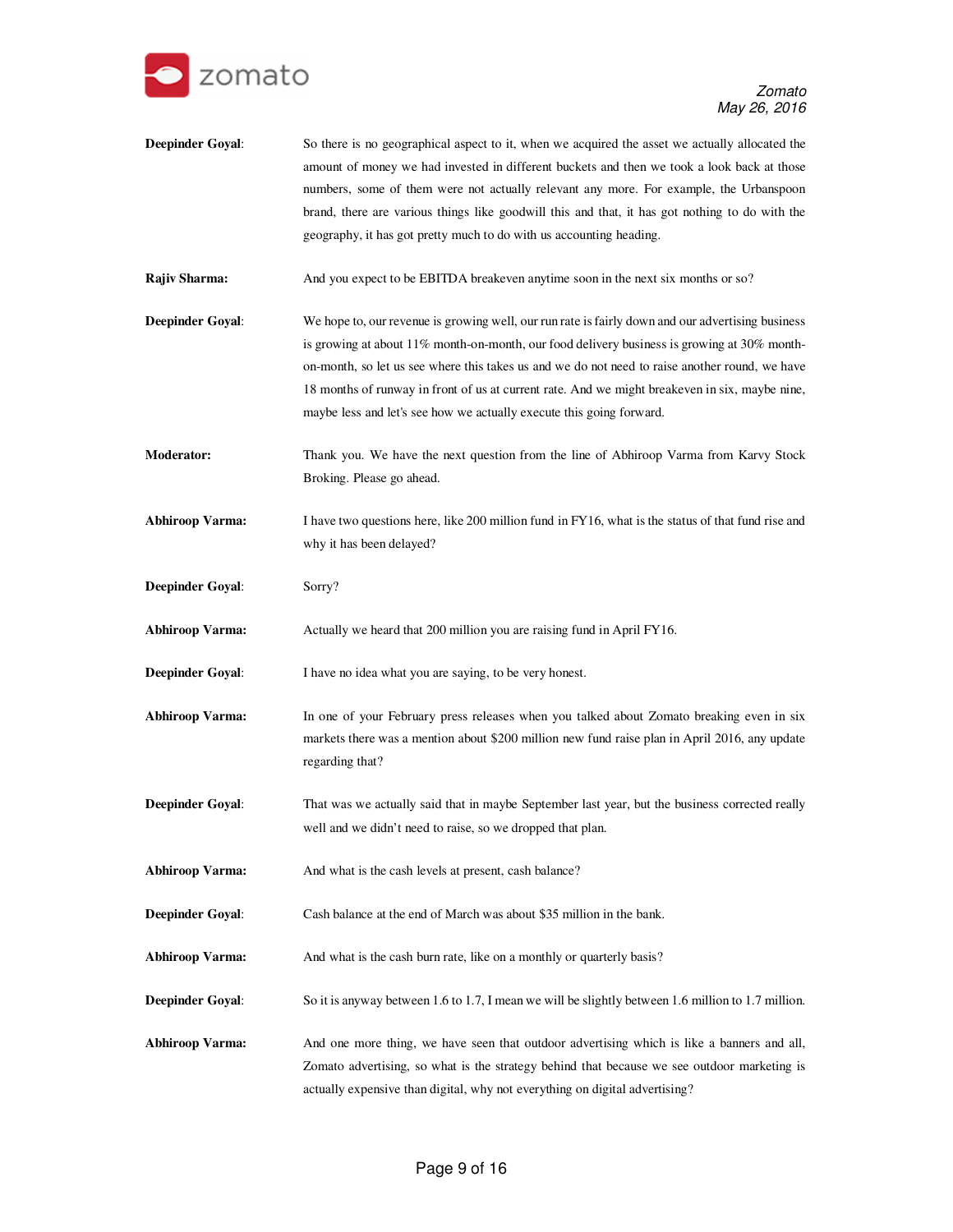**Deepinder Goyal**: So there is no geographical aspect to it, when we acquired the asset we actually allocated the amount of money we had invested in different buckets and then we took a look back at those numbers, some of them were not actually relevant any more. For example, the Urbanspoon brand, there are various things like goodwill this and that, it has got nothing to do with the geography, it has got pretty much to do with us accounting heading.

**Rajiv Sharma:** And you expect to be EBITDA breakeven anytime soon in the next six months or so?

**Deepinder Goyal**: We hope to, our revenue is growing well, our run rate is fairly down and our advertising business is growing at about 11% month-on-month, our food delivery business is growing at 30% month-on-month, so let us see where this takes us and we do not need to raise another round, we have 18 months of runway in front of us at current rate. And we might breakeven in six, maybe nine, maybe less and let's see how we actually execute this going forward.

**Moderator:** Thank you. We have the next question from the line of Abhiroop Varma from Karvy Stock Broking. Please go ahead.

**Abhiroop Varma:** I have two questions here, like 200 million fund in FY16, what is the status of that fund rise and why it has been delayed?

**Deepinder Goyal**: Sorry?

**Abhiroop Varma:** Actually we heard that 200 million you are raising fund in April FY16.

**Deepinder Goyal**: I have no idea what you are saying, to be very honest.

**Abhiroop Varma:** In one of your February press releases when you talked about Zomato breaking even in six markets there was a mention about $200 million new fund raise plan in April 2016, any update regarding that?

**Deepinder Goyal**: That was we actually said that in maybe September last year, but the business corrected really well and we didn't need to raise, so we dropped that plan.

**Abhiroop Varma:** And what is the cash levels at present, cash balance?

**Deepinder Goyal**: Cash balance at the end of March was about $35 million in the bank.

**Abhiroop Varma:** And what is the cash burn rate, like on a monthly or quarterly basis?

**Deepinder Goyal**: So it is anyway between 1.6 to 1.7, I mean we will be slightly between 1.6 million to 1.7 million.

**Abhiroop Varma:** And one more thing, we have seen that outdoor advertising which is like a banners and all, Zomato advertising, so what is the strategy behind that because we see outdoor marketing is actually expensive than digital, why not everything on digital advertising?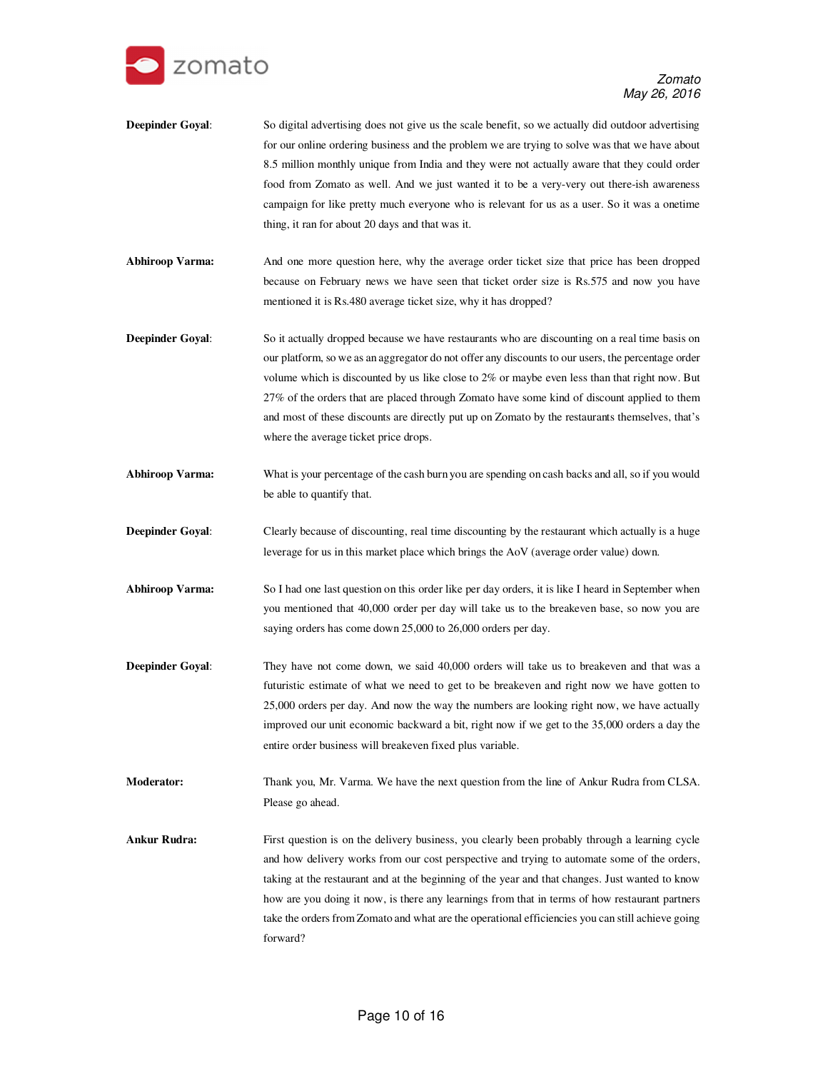**Deepinder Goyal**: So digital advertising does not give us the scale benefit, so we actually did outdoor advertising for our online ordering business and the problem we are trying to solve was that we have about 8.5 million monthly unique from India and they were not actually aware that they could order food from Zomato as well. And we just wanted it to be a very-very out there-ish awareness campaign for like pretty much everyone who is relevant for us as a user. So it was a onetime thing, it ran for about 20 days and that was it.

**Abhiroop Varma:** And one more question here, why the average order ticket size that price has been dropped because on February news we have seen that ticket order size is Rs.575 and now you have mentioned it is Rs.480 average ticket size, why it has dropped?

**Deepinder Goyal**: So it actually dropped because we have restaurants who are discounting on a real time basis on our platform, so we as an aggregator do not offer any discounts to our users, the percentage order volume which is discounted by us like close to 2% or maybe even less than that right now. But 27% of the orders that are placed through Zomato have some kind of discount applied to them and most of these discounts are directly put up on Zomato by the restaurants themselves, that's where the average ticket price drops.

**Abhiroop Varma:** What is your percentage of the cash burn you are spending on cash backs and all, so if you would be able to quantify that.

**Deepinder Goyal**: Clearly because of discounting, real time discounting by the restaurant which actually is a huge leverage for us in this market place which brings the AoV (average order value) down.

**Abhiroop Varma:** So I had one last question on this order like per day orders, it is like I heard in September when you mentioned that 40,000 order per day will take us to the breakeven base, so now you are saying orders has come down 25,000 to 26,000 orders per day.

**Deepinder Goyal**: They have not come down, we said 40,000 orders will take us to breakeven and that was a futuristic estimate of what we need to get to be breakeven and right now we have gotten to 25,000 orders per day. And now the way the numbers are looking right now, we have actually improved our unit economic backward a bit, right now if we get to the 35,000 orders a day the entire order business will breakeven fixed plus variable.

**Moderator:** Thank you, Mr. Varma. We have the next question from the line of Ankur Rudra from CLSA. Please go ahead.

**Ankur Rudra:** First question is on the delivery business, you clearly been probably through a learning cycle and how delivery works from our cost perspective and trying to automate some of the orders, taking at the restaurant and at the beginning of the year and that changes. Just wanted to know how are you doing it now, is there any learnings from that in terms of how restaurant partners take the orders from Zomato and what are the operational efficiencies you can still achieve going forward?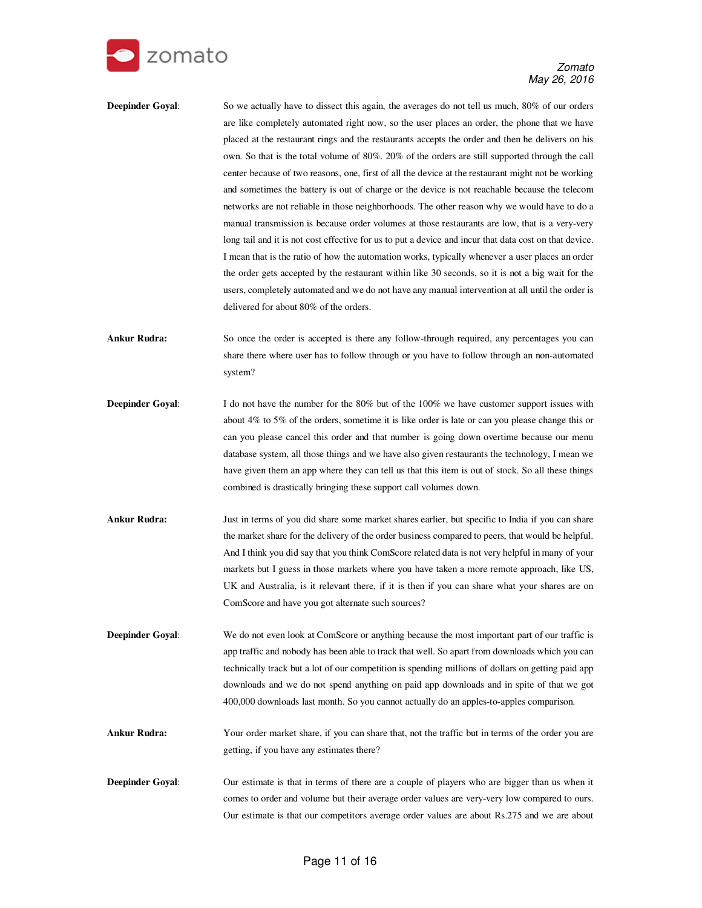**Deepinder Goyal**: So we actually have to dissect this again, the averages do not tell us much, 80% of our orders are like completely automated right now, so the user places an order, the phone that we have placed at the restaurant rings and the restaurants accepts the order and then he delivers on his own. So that is the total volume of 80%. 20% of the orders are still supported through the call center because of two reasons, one, first of all the device at the restaurant might not be working and sometimes the battery is out of charge or the device is not reachable because the telecom networks are not reliable in those neighborhoods. The other reason why we would have to do a manual transmission is because order volumes at those restaurants are low, that is a very-very long tail and it is not cost effective for us to put a device and incur that data cost on that device. I mean that is the ratio of how the automation works, typically whenever a user places an order the order gets accepted by the restaurant within like 30 seconds, so it is not a big wait for the users, completely automated and we do not have any manual intervention at all until the order is delivered for about 80% of the orders.

**Ankur Rudra:** So once the order is accepted is there any follow-through required, any percentages you can share there where user has to follow through or you have to follow through an non-automated system?

**Deepinder Goyal**: I do not have the number for the 80% but of the 100% we have customer support issues with about 4% to 5% of the orders, sometime it is like order is late or can you please change this or can you please cancel this order and that number is going down overtime because our menu database system, all those things and we have also given restaurants the technology, I mean we have given them an app where they can tell us that this item is out of stock. So all these things combined is drastically bringing these support call volumes down.

**Ankur Rudra:** Just in terms of you did share some market shares earlier, but specific to India if you can share the market share for the delivery of the order business compared to peers, that would be helpful. And I think you did say that you think ComScore related data is not very helpful in many of your markets but I guess in those markets where you have taken a more remote approach, like US, UK and Australia, is it relevant there, if it is then if you can share what your shares are on ComScore and have you got alternate such sources?

**Deepinder Goyal**: We do not even look at ComScore or anything because the most important part of our traffic is app traffic and nobody has been able to track that well. So apart from downloads which you can technically track but a lot of our competition is spending millions of dollars on getting paid app downloads and we do not spend anything on paid app downloads and in spite of that we got 400,000 downloads last month. So you cannot actually do an apples-to-apples comparison.

**Ankur Rudra:** Your order market share, if you can share that, not the traffic but in terms of the order you are getting, if you have any estimates there?

**Deepinder Goyal**: Our estimate is that in terms of there are a couple of players who are bigger than us when it comes to order and volume but their average order values are very-very low compared to ours. Our estimate is that our competitors average order values are about Rs.275 and we are about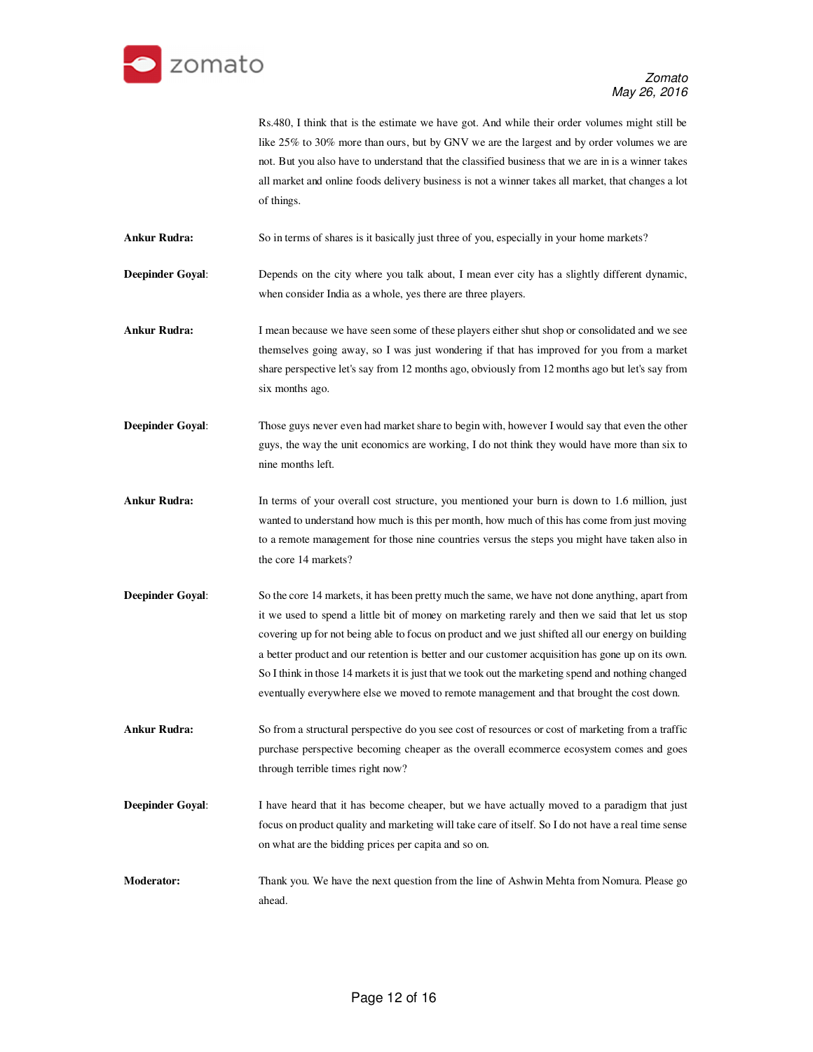Rs.480, I think that is the estimate we have got. And while their order volumes might still be like 25% to 30% more than ours, but by GNV we are the largest and by order volumes we are not. But you also have to understand that the classified business that we are in is a winner takes all market and online foods delivery business is not a winner takes all market, that changes a lot of things.

**Ankur Rudra:** So in terms of shares is it basically just three of you, especially in your home markets?

**Deepinder Goyal:** Depends on the city where you talk about, I mean ever city has a slightly different dynamic, when consider India as a whole, yes there are three players.

**Ankur Rudra:** I mean because we have seen some of these players either shut shop or consolidated and we see themselves going away, so I was just wondering if that has improved for you from a market share perspective let's say from 12 months ago, obviously from 12 months ago but let's say from six months ago.

**Deepinder Goyal:** Those guys never even had market share to begin with, however I would say that even the other guys, the way the unit economics are working, I do not think they would have more than six to nine months left.

**Ankur Rudra:** In terms of your overall cost structure, you mentioned your burn is down to 1.6 million, just wanted to understand how much is this per month, how much of this has come from just moving to a remote management for those nine countries versus the steps you might have taken also in the core 14 markets?

**Deepinder Goyal:** So the core 14 markets, it has been pretty much the same, we have not done anything, apart from it we used to spend a little bit of money on marketing rarely and then we said that let us stop covering up for not being able to focus on product and we just shifted all our energy on building a better product and our retention is better and our customer acquisition has gone up on its own. So I think in those 14 markets it is just that we took out the marketing spend and nothing changed eventually everywhere else we moved to remote management and that brought the cost down.

**Ankur Rudra:** So from a structural perspective do you see cost of resources or cost of marketing from a traffic purchase perspective becoming cheaper as the overall ecommerce ecosystem comes and goes through terrible times right now?

**Deepinder Goyal:** I have heard that it has become cheaper, but we have actually moved to a paradigm that just focus on product quality and marketing will take care of itself. So I do not have a real time sense on what are the bidding prices per capita and so on.

**Moderator:** Thank you. We have the next question from the line of Ashwin Mehta from Nomura. Please go ahead.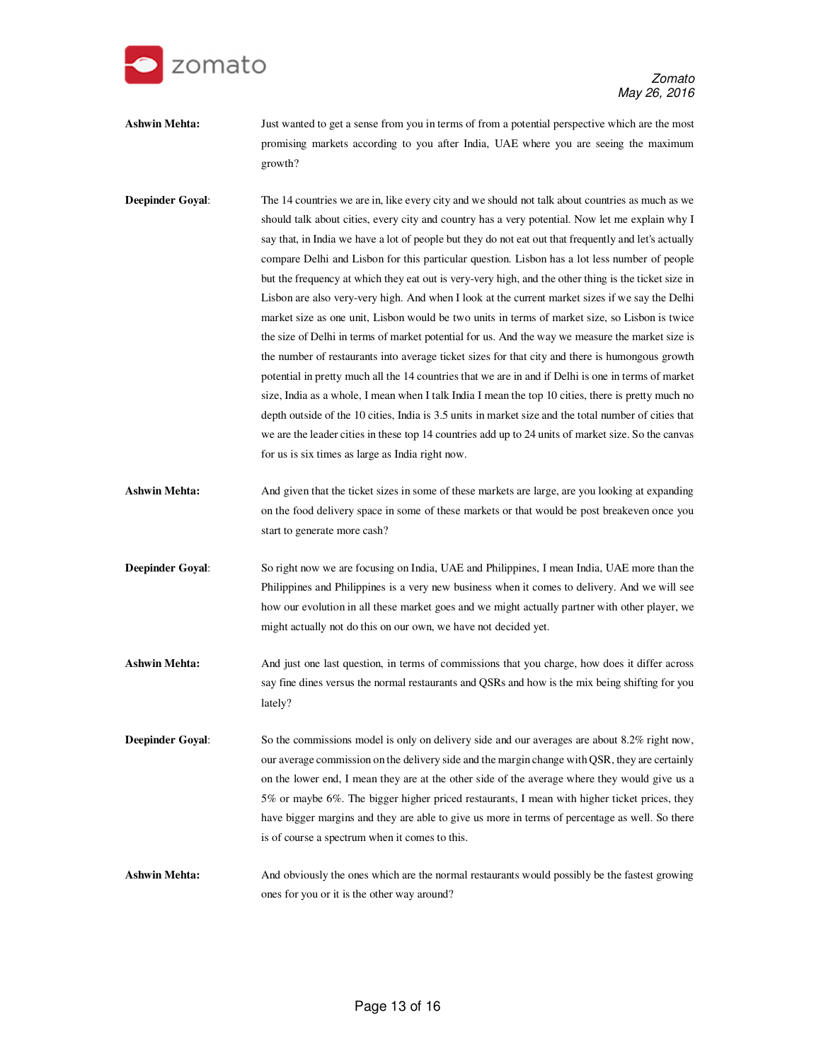**Ashwin Mehta:** Just wanted to get a sense from you in terms of from a potential perspective which are the most promising markets according to you after India, UAE where you are seeing the maximum growth?

**Deepinder Goyal:** The 14 countries we are in, like every city and we should not talk about countries as much as we should talk about cities, every city and country has a very potential. Now let me explain why I say that, in India we have a lot of people but they do not eat out that frequently and let's actually compare Delhi and Lisbon for this particular question. Lisbon has a lot less number of people but the frequency at which they eat out is very-very high, and the other thing is the ticket size in Lisbon are also very-very high. And when I look at the current market sizes if we say the Delhi market size as one unit, Lisbon would be two units in terms of market size, so Lisbon is twice the size of Delhi in terms of market potential for us. And the way we measure the market size is the number of restaurants into average ticket sizes for that city and there is humongous growth potential in pretty much all the 14 countries that we are in and if Delhi is one in terms of market size, India as a whole, I mean when I talk India I mean the top 10 cities, there is pretty much no depth outside of the 10 cities, India is 3.5 units in market size and the total number of cities that we are the leader cities in these top 14 countries add up to 24 units of market size. So the canvas for us is six times as large as India right now.

**Ashwin Mehta:** And given that the ticket sizes in some of these markets are large, are you looking at expanding on the food delivery space in some of these markets or that would be post breakeven once you start to generate more cash?

**Deepinder Goyal:** So right now we are focusing on India, UAE and Philippines, I mean India, UAE more than the Philippines and Philippines is a very new business when it comes to delivery. And we will see how our evolution in all these market goes and we might actually partner with other player, we might actually not do this on our own, we have not decided yet.

**Ashwin Mehta:** And just one last question, in terms of commissions that you charge, how does it differ across say fine dines versus the normal restaurants and QSRs and how is the mix being shifting for you lately?

**Deepinder Goyal:** So the commissions model is only on delivery side and our averages are about 8.2% right now, our average commission on the delivery side and the margin change with QSR, they are certainly on the lower end, I mean they are at the other side of the average where they would give us a 5% or maybe 6%. The bigger higher priced restaurants, I mean with higher ticket prices, they have bigger margins and they are able to give us more in terms of percentage as well. So there is of course a spectrum when it comes to this.

**Ashwin Mehta:** And obviously the ones which are the normal restaurants would possibly be the fastest growing ones for you or it is the other way around?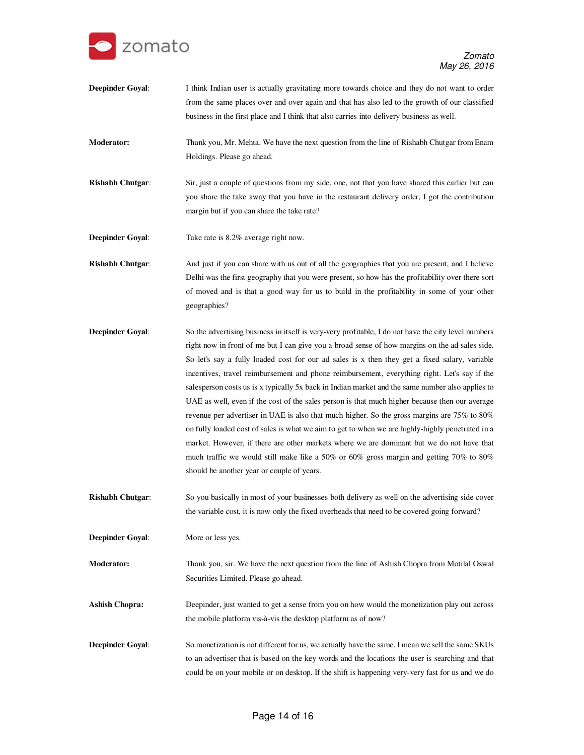**Deepinder Goyal**: I think Indian user is actually gravitating more towards choice and they do not want to order from the same places over and over again and that has also led to the growth of our classified business in the first place and I think that also carries into delivery business as well.

**Moderator:** Thank you, Mr. Mehta. We have the next question from the line of Rishabh Chutgar from Enam Holdings. Please go ahead.

**Rishabh Chutgar**: Sir, just a couple of questions from my side, one, not that you have shared this earlier but can you share the take away that you have in the restaurant delivery order, I got the contribution margin but if you can share the take rate?

**Deepinder Goyal**: Take rate is 8.2% average right now.

**Rishabh Chutgar**: And just if you can share with us out of all the geographies that you are present, and I believe Delhi was the first geography that you were present, so how has the profitability over there sort of moved and is that a good way for us to build in the profitability in some of your other geographies?

**Deepinder Goyal**: So the advertising business in itself is very-very profitable, I do not have the city level numbers right now in front of me but I can give you a broad sense of how margins on the ad sales side. So let's say a fully loaded cost for our ad sales is x then they get a fixed salary, variable incentives, travel reimbursement and phone reimbursement, everything right. Let's say if the salesperson costs us is x typically 5x back in Indian market and the same number also applies to UAE as well, even if the cost of the sales person is that much higher because then our average revenue per advertiser in UAE is also that much higher. So the gross margins are 75% to 80% on fully loaded cost of sales is what we aim to get to when we are highly-highly penetrated in a market. However, if there are other markets where we are dominant but we do not have that much traffic we would still make like a 50% or 60% gross margin and getting 70% to 80% should be another year or couple of years.

**Rishabh Chutgar**: So you basically in most of your businesses both delivery as well on the advertising side cover the variable cost, it is now only the fixed overheads that need to be covered going forward?

**Deepinder Goyal**: More or less yes.

**Moderator:** Thank you, sir. We have the next question from the line of Ashish Chopra from Motilal Oswal Securities Limited. Please go ahead.

**Ashish Chopra:** Deepinder, just wanted to get a sense from you on how would the monetization play out across the mobile platform vis-à-vis the desktop platform as of now?

**Deepinder Goyal**: So monetization is not different for us, we actually have the same, I mean we sell the same SKUs to an advertiser that is based on the key words and the locations the user is searching and that could be on your mobile or on desktop. If the shift is happening very-very fast for us and we do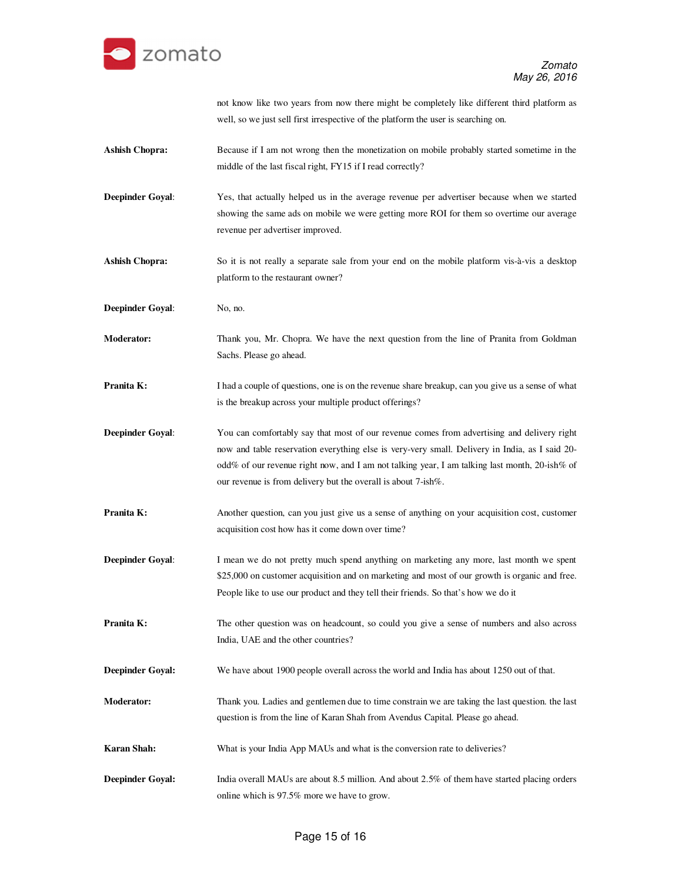not know like two years from now there might be completely like different third platform as well, so we just sell first irrespective of the platform the user is searching on.

**Ashish Chopra:** Because if I am not wrong then the monetization on mobile probably started sometime in the middle of the last fiscal right, FY15 if I read correctly?

**Deepinder Goyal:** Yes, that actually helped us in the average revenue per advertiser because when we started showing the same ads on mobile we were getting more ROI for them so overtime our average revenue per advertiser improved.

**Ashish Chopra:** So it is not really a separate sale from your end on the mobile platform vis-à-vis a desktop platform to the restaurant owner?

**Deepinder Goyal:** No, no.

**Moderator:** Thank you, Mr. Chopra. We have the next question from the line of Pranita from Goldman Sachs. Please go ahead.

**Pranita K:** I had a couple of questions, one is on the revenue share breakup, can you give us a sense of what is the breakup across your multiple product offerings?

**Deepinder Goyal:** You can comfortably say that most of our revenue comes from advertising and delivery right now and table reservation everything else is very-very small. Delivery in India, as I said 20-odd% of our revenue right now, and I am not talking year, I am talking last month, 20-ish% of our revenue is from delivery but the overall is about 7-ish%.

**Pranita K:** Another question, can you just give us a sense of anything on your acquisition cost, customer acquisition cost how has it come down over time?

**Deepinder Goyal:** I mean we do not pretty much spend anything on marketing any more, last month we spent $25,000 on customer acquisition and on marketing and most of our growth is organic and free. People like to use our product and they tell their friends. So that's how we do it

**Pranita K:** The other question was on headcount, so could you give a sense of numbers and also across India, UAE and the other countries?

**Deepinder Goyal:** We have about 1900 people overall across the world and India has about 1250 out of that.

**Moderator:** Thank you. Ladies and gentlemen due to time constrain we are taking the last question. the last question is from the line of Karan Shah from Avendus Capital. Please go ahead.

**Karan Shah:** What is your India App MAUs and what is the conversion rate to deliveries?

**Deepinder Goyal:** India overall MAUs are about 8.5 million. And about 2.5% of them have started placing orders online which is 97.5% more we have to grow.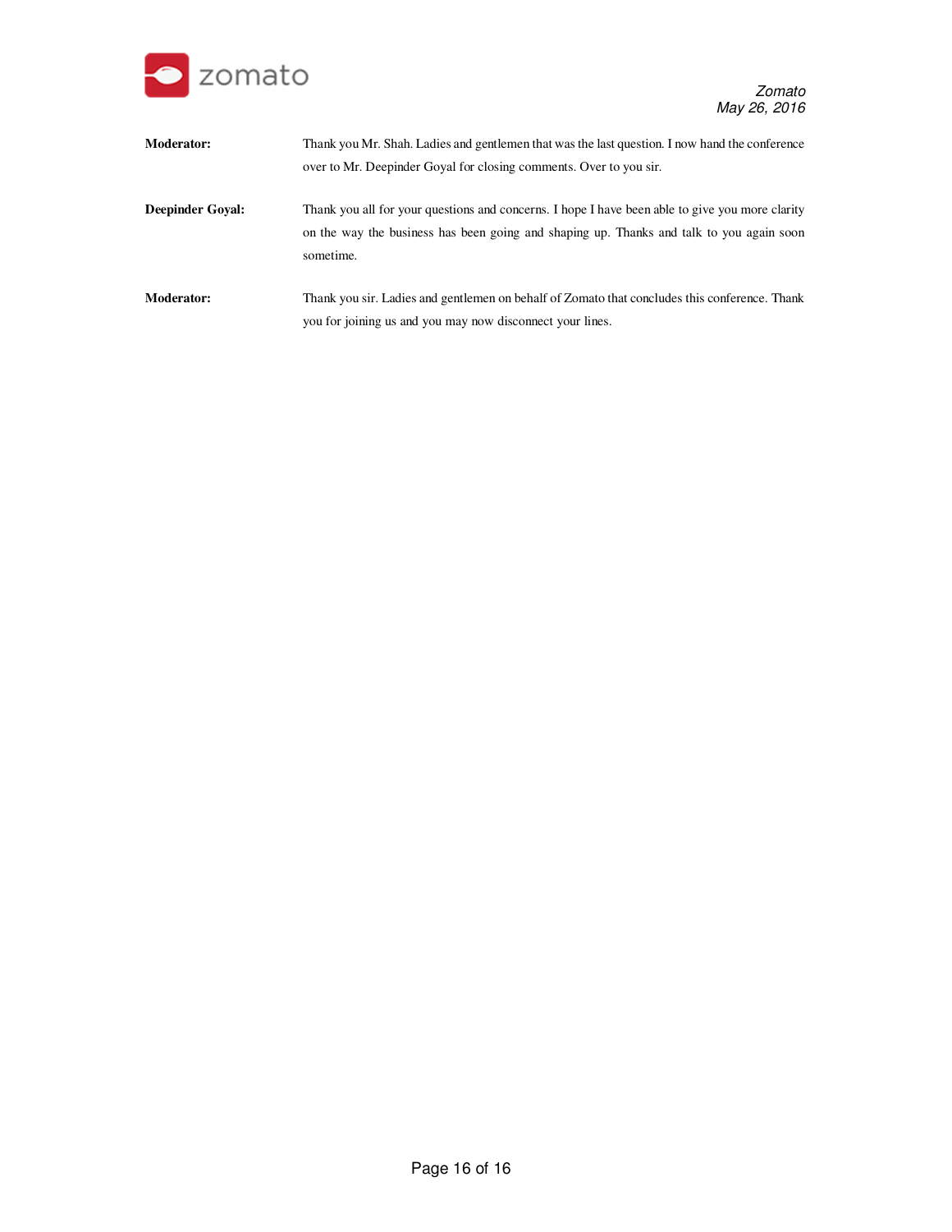**Moderator:** Thank you Mr. Shah. Ladies and gentlemen that was the last question. I now hand the conference over to Mr. Deepinder Goyal for closing comments. Over to you sir.

**Deepinder Goyal:** Thank you all for your questions and concerns. I hope I have been able to give you more clarity on the way the business has been going and shaping up. Thanks and talk to you again soon sometime.

**Moderator:** Thank you sir. Ladies and gentlemen on behalf of Zomato that concludes this conference. Thank you for joining us and you may now disconnect your lines.